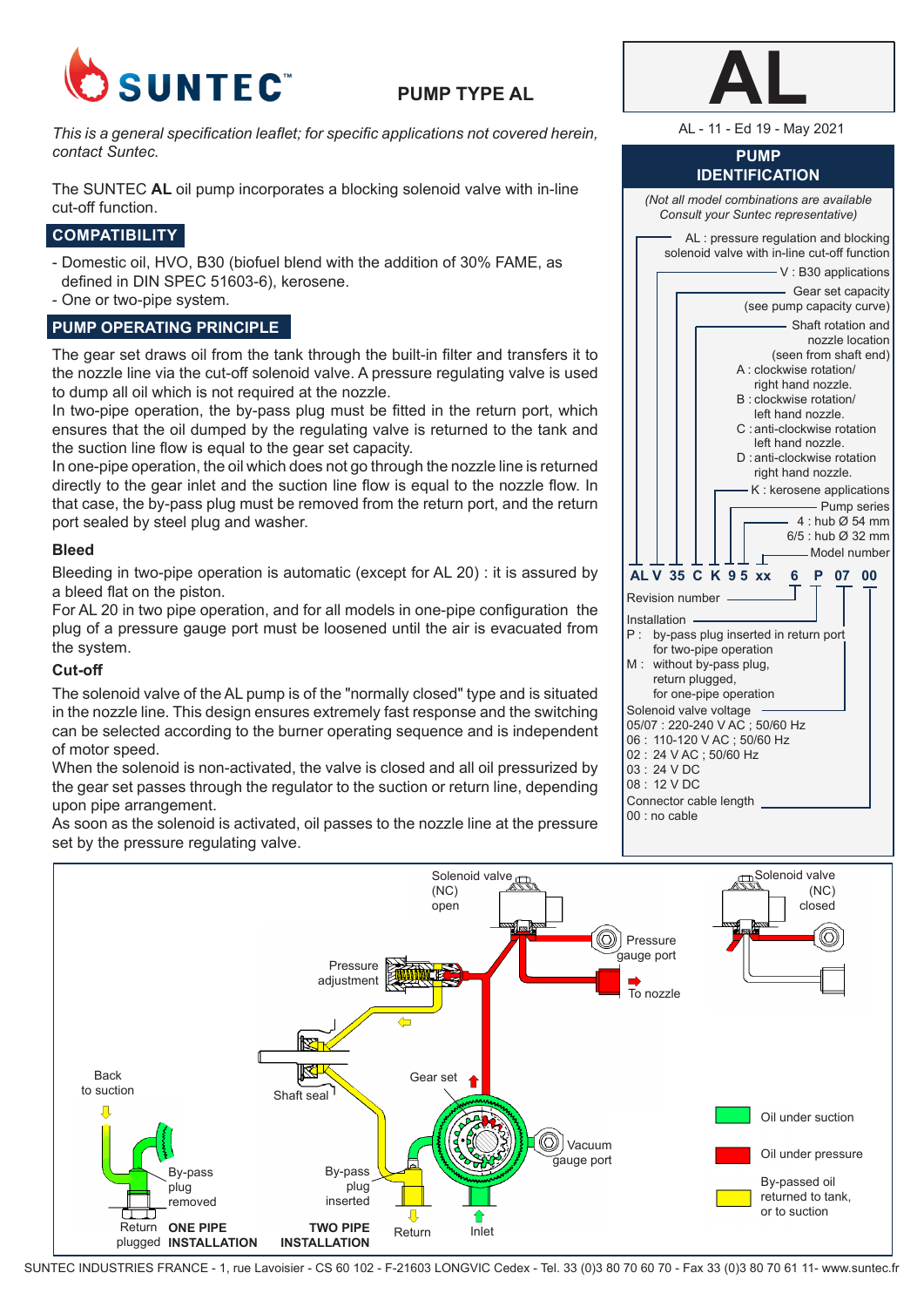# SUNTEC™

## PUMP TYPE AL

# AL

AL - 11 - Ed 19 - May 2021

*This is a general specification leaflet; for specific applications not covered herein, contact Suntec.*

The SUNTEC **AL** oil pump incorporates a blocking solenoid valve with in-line cut-off function.

## COMPATIBILITY

- Domestic oil, HVO, B30 (biofuel blend with the addition of 30% FAME, as defined in DIN SPEC 51603-6), kerosene.
- One or two-pipe system.

## PUMP OPERATING PRINCIPLE

The gear set draws oil from the tank through the built-in filter and transfers it to the nozzle line via the cut-off solenoid valve. A pressure regulating valve is used to dump all oil which is not required at the nozzle.
In two-pipe operation, the by-pass plug must be fitted in the return port, which ensures that the oil dumped by the regulating valve is returned to the tank and the suction line flow is equal to the gear set capacity.
In one-pipe operation, the oil which does not go through the nozzle line is returned directly to the gear inlet and the suction line flow is equal to the nozzle flow. In that case, the by-pass plug must be removed from the return port, and the return port sealed by steel plug and washer.

### Bleed

Bleeding in two-pipe operation is automatic (except for AL 20) : it is assured by a bleed flat on the piston.
For AL 20 in two pipe operation, and for all models in one-pipe configuration the plug of a pressure gauge port must be loosened until the air is evacuated from the system.

### Cut-off

The solenoid valve of the AL pump is of the "normally closed" type and is situated in the nozzle line. This design ensures extremely fast response and the switching can be selected according to the burner operating sequence and is independent of motor speed.
When the solenoid is non-activated, the valve is closed and all oil pressurized by the gear set passes through the regulator to the suction or return line, depending upon pipe arrangement.
As soon as the solenoid is activated, oil passes to the nozzle line at the pressure set by the pressure regulating valve.

## PUMP IDENTIFICATION

*(Not all model combinations are available Consult your Suntec representative)*

**AL V 35 C K 9 5 xx 6 P 07 00**

- AL : pressure regulation and blocking solenoid valve with in-line cut-off function
- V : B30 applications
- Gear set capacity (see pump capacity curve)
- Shaft rotation and nozzle location (seen from shaft end)
  - A : clockwise rotation/ right hand nozzle.
  - B : clockwise rotation/ left hand nozzle.
  - C : anti-clockwise rotation left hand nozzle.
  - D : anti-clockwise rotation right hand nozzle.
- K : kerosene applications
- Pump series
  - 4 : hub Ø 54 mm
  - 6/5 : hub Ø 32 mm
- Model number
- Revision number
- Installation
  - P : by-pass plug inserted in return port for two-pipe operation
  - M : without by-pass plug, return plugged, for one-pipe operation
- Solenoid valve voltage
  - 05/07 : 220-240 V AC ; 50/60 Hz
  - 06 : 110-120 V AC ; 50/60 Hz
  - 02 : 24 V AC ; 50/60 Hz
  - 03 : 24 V DC
  - 08 : 12 V DC
- Connector cable length
  - 00 : no cable

Solenoid valve (NC) open
Solenoid valve (NC) closed
Pressure gauge port
To nozzle
Pressure adjustment
Shaft seal
Gear set
Vacuum gauge port
Back to suction
By-pass plug removed
Return plugged
ONE PIPE INSTALLATION
By-pass plug inserted
TWO PIPE INSTALLATION
Return
Inlet
Oil under suction
Oil under pressure
By-passed oil returned to tank, or to suction

SUNTEC INDUSTRIES FRANCE - 1, rue Lavoisier - CS 60 102 - F-21603 LONGVIC Cedex - Tel. 33 (0)3 80 70 60 70 - Fax 33 (0)3 80 70 61 11- www.suntec.fr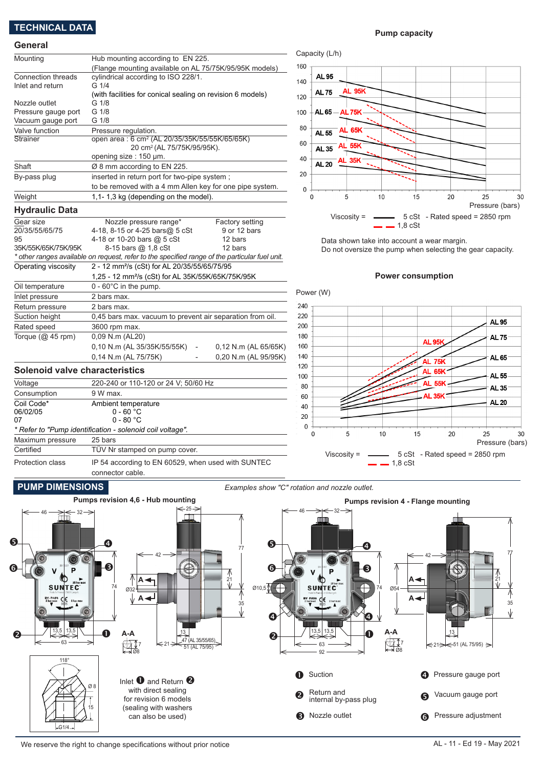# TECHNICAL DATA

## General

| | |
|---|---|
| Mounting | Hub mounting according to EN 225. (Flange mounting available on AL 75/75K/95/95K models) |
| Connection threads Inlet and return | cylindrical according to ISO 228/1. G 1/4 (with facilities for conical sealing on revision 6 models) |
| Nozzle outlet | G 1/8 |
| Pressure gauge port | G 1/8 |
| Vacuum gauge port | G 1/8 |
| Valve function | Pressure regulation. |
| Strainer | open area : 6 cm² (AL 20/35/35K/55/55K/65/65K) 20 cm² (AL 75/75K/95/95K). opening size : 150 µm. |
| Shaft | Ø 8 mm according to EN 225. |
| By-pass plug | inserted in return port for two-pipe system ; to be removed with a 4 mm Allen key for one pipe system. |
| Weight | 1,1- 1,3 kg (depending on the model). |

## Hydraulic Data

| Gear size | Nozzle pressure range* | Factory setting |
|---|---|---|
| 20/35/55/65/75 | 4-18, 8-15 or 4-25 bars@ 5 cSt | 9 or 12 bars |
| 95 | 4-18 or 10-20 bars @ 5 cSt | 12 bars |
| 35K/55K/65K/75K/95K | 8-15 bars @ 1,8 cSt | 12 bars |

*\* other ranges available on request, refer to the specified range of the particular fuel unit.*

| | |
|---|---|
| Operating viscosity | 2 - 12 mm²/s (cSt) for AL 20/35/55/65/75/95<br>1,25 - 12 mm²/s (cSt) for AL 35K/55K/65K/75K/95K |
| Oil temperature | 0 - 60°C in the pump. |
| Inlet pressure | 2 bars max. |
| Return pressure | 2 bars max. |
| Suction height | 0,45 bars max. vacuum to prevent air separation from oil. |
| Rated speed | 3600 rpm max. |
| Torque (@ 45 rpm) | 0,09 N.m (AL20)<br>0,10 N.m (AL 35/35K/55/55K) - 0,12 N.m (AL 65/65K)<br>0,14 N.m (AL 75/75K) - 0,20 N.m (AL 95/95K) |

## Solenoid valve characteristics

| | |
|---|---|
| Voltage | 220-240 or 110-120 or 24 V; 50/60 Hz |
| Consumption | 9 W max. |
| Coil Code* | Ambient temperature |
| 06/02/05 | 0 - 60 °C |
| 07 | 0 - 80 °C |

*\* Refer to "Pump identification - solenoid coil voltage".*

| | |
|---|---|
| Maximum pressure | 25 bars |
| Certified | TÜV Nr stamped on pump cover. |
| Protection class | IP 54 according to EN 60529, when used with SUNTEC connector cable. |

### Pump capacity

Capacity (L/h)

160, 140, 120, 100, 80, 60, 40, 20, 0

AL 95, AL 75, AL 95K, AL 65, AL 75K, AL 55, AL 65K, AL 35, AL 55K, AL 20, AL 35K

0, 5, 10, 15, 20, 25, 30

Pressure (bars)

Viscosity = 5 cSt - Rated speed = 2850 rpm
1,8 cSt

Data shown take into account a wear margin.
Do not oversize the pump when selecting the gear capacity.

### Power consumption

Power (W)

240, 220, 200, 180, 160, 140, 120, 100, 80, 60, 40, 20, 0

AL 95, AL 75, AL 95K, AL 65, AL 75K, AL 65K, AL 55, AL 55K, AL 35, AL 35K, AL 20

0, 5, 10, 15, 20, 25, 30

Pressure (bars)

Viscosity = 5 cSt - Rated speed = 2850 rpm
1,8 cSt

# PUMP DIMENSIONS

*Examples show "C" rotation and nozzle outlet.*

**Pumps revision 4,6 - Hub mounting**

46, 32, 25, 42, 77, 74, 21, 35, Ø32, A, A-A, 13,5, 13,5, 63, 13, 21, 47 (AL 35/55/65), 51 (AL 75/95), 7, Ø8

118°, Ø 8, 15, G1/4

Inlet ❶ and Return ❷ with direct sealing for revision 6 models (sealing with washers can also be used)

**Pumps revision 4 - Flange mounting**

46, 32, 42, 77, Ø10,5, 74, Ø54, 21, 35, A, A-A, 13,5, 13,5, 63, 92, 13, 21, 51 (AL 75/95), 7, Ø8

❶ Suction
❷ Return and internal by-pass plug
❸ Nozzle outlet
❹ Pressure gauge port
❺ Vacuum gauge port
❻ Pressure adjustment

We reserve the right to change specifications without prior notice

AL - 11 - Ed 19 - May 2021